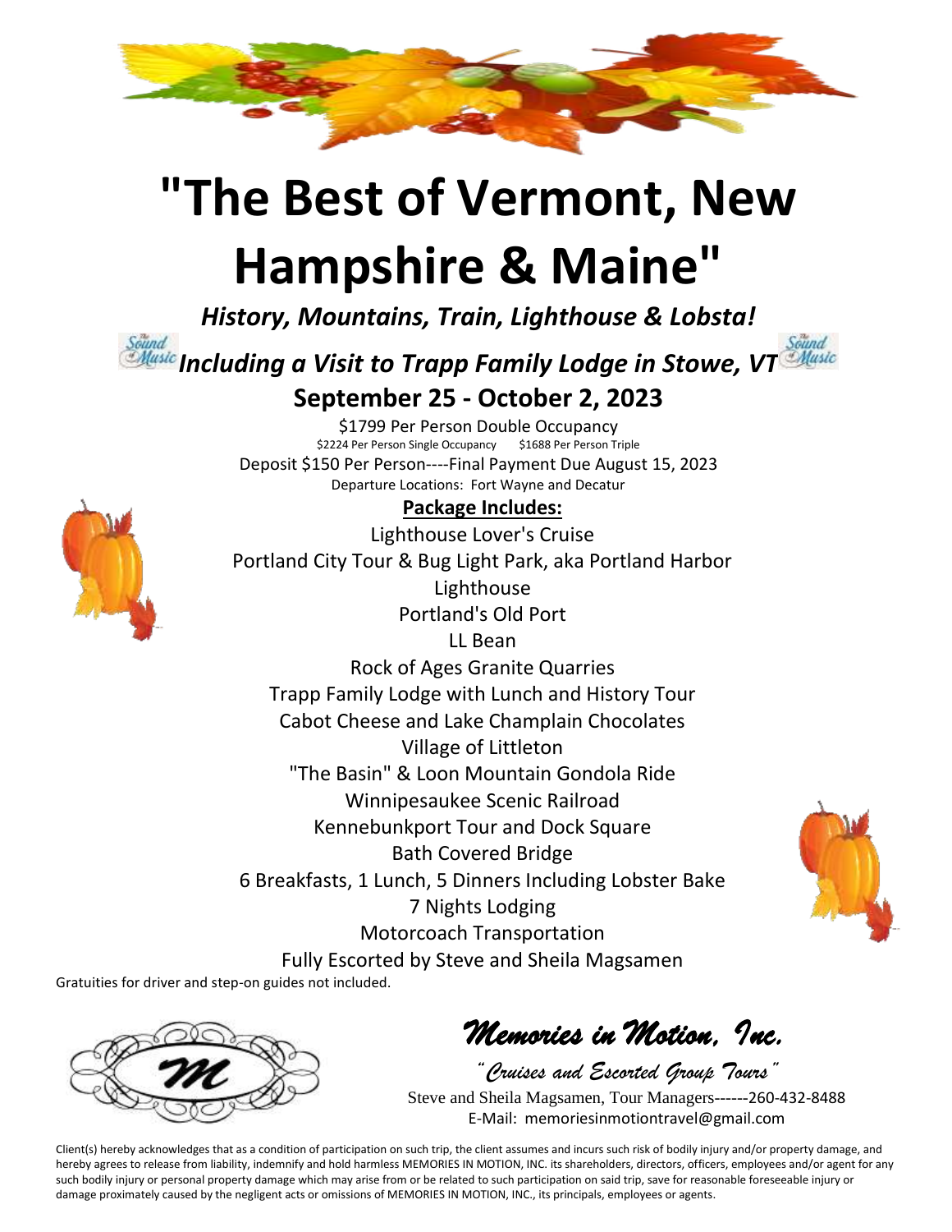# "The Best of Vermont, New Hampshire & Maine"

***History, Mountains, Train, Lighthouse & Lobsta!***

***Including a Visit to Trapp Family Lodge in Stowe, VT***

## September 25 - October 2, 2023

$1799 Per Person Double Occupancy

$2224 Per Person Single Occupancy $1688 Per Person Triple

Deposit $150 Per Person----Final Payment Due August 15, 2023

Departure Locations: Fort Wayne and Decatur

**Package Includes:**

Lighthouse Lover's Cruise

Portland City Tour & Bug Light Park, aka Portland Harbor Lighthouse

Portland's Old Port

LL Bean

Rock of Ages Granite Quarries

Trapp Family Lodge with Lunch and History Tour

Cabot Cheese and Lake Champlain Chocolates

Village of Littleton

"The Basin" & Loon Mountain Gondola Ride

Winnipesaukee Scenic Railroad

Kennebunkport Tour and Dock Square

Bath Covered Bridge

6 Breakfasts, 1 Lunch, 5 Dinners Including Lobster Bake

7 Nights Lodging

Motorcoach Transportation

Fully Escorted by Steve and Sheila Magsamen

Gratuities for driver and step-on guides not included.

*Memories in Motion, Inc.*

*"Cruises and Escorted Group Tours"*

Steve and Sheila Magsamen, Tour Managers------260-432-8488

E-Mail: memoriesinmotiontravel@gmail.com

Client(s) hereby acknowledges that as a condition of participation on such trip, the client assumes and incurs such risk of bodily injury and/or property damage, and hereby agrees to release from liability, indemnify and hold harmless MEMORIES IN MOTION, INC. its shareholders, directors, officers, employees and/or agent for any such bodily injury or personal property damage which may arise from or be related to such participation on said trip, save for reasonable foreseeable injury or damage proximately caused by the negligent acts or omissions of MEMORIES IN MOTION, INC., its principals, employees or agents.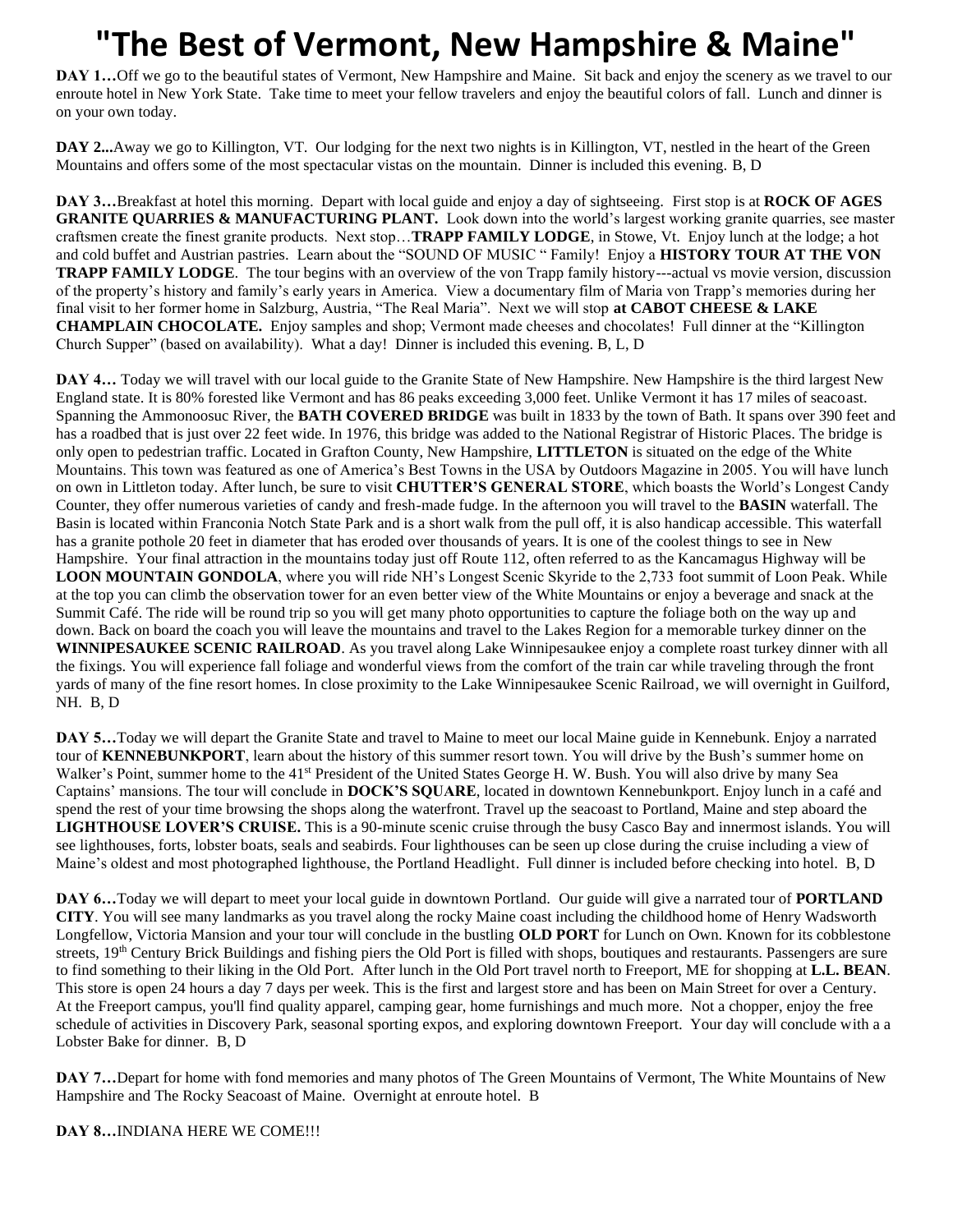# "The Best of Vermont, New Hampshire & Maine"

**DAY 1…**Off we go to the beautiful states of Vermont, New Hampshire and Maine. Sit back and enjoy the scenery as we travel to our enroute hotel in New York State. Take time to meet your fellow travelers and enjoy the beautiful colors of fall. Lunch and dinner is on your own today.

**DAY 2...**Away we go to Killington, VT. Our lodging for the next two nights is in Killington, VT, nestled in the heart of the Green Mountains and offers some of the most spectacular vistas on the mountain. Dinner is included this evening. B, D

**DAY 3…**Breakfast at hotel this morning. Depart with local guide and enjoy a day of sightseeing. First stop is at **ROCK OF AGES GRANITE QUARRIES & MANUFACTURING PLANT.** Look down into the world's largest working granite quarries, see master craftsmen create the finest granite products. Next stop…**TRAPP FAMILY LODGE**, in Stowe, Vt. Enjoy lunch at the lodge; a hot and cold buffet and Austrian pastries. Learn about the "SOUND OF MUSIC " Family! Enjoy a **HISTORY TOUR AT THE VON TRAPP FAMILY LODGE**. The tour begins with an overview of the von Trapp family history---actual vs movie version, discussion of the property's history and family's early years in America. View a documentary film of Maria von Trapp's memories during her final visit to her former home in Salzburg, Austria, "The Real Maria". Next we will stop **at CABOT CHEESE & LAKE CHAMPLAIN CHOCOLATE.** Enjoy samples and shop; Vermont made cheeses and chocolates! Full dinner at the "Killington Church Supper" (based on availability). What a day! Dinner is included this evening. B, L, D

**DAY 4…** Today we will travel with our local guide to the Granite State of New Hampshire. New Hampshire is the third largest New England state. It is 80% forested like Vermont and has 86 peaks exceeding 3,000 feet. Unlike Vermont it has 17 miles of seacoast. Spanning the Ammonoosuc River, the **BATH COVERED BRIDGE** was built in 1833 by the town of Bath. It spans over 390 feet and has a roadbed that is just over 22 feet wide. In 1976, this bridge was added to the National Registrar of Historic Places. The bridge is only open to pedestrian traffic. Located in Grafton County, New Hampshire, **LITTLETON** is situated on the edge of the White Mountains. This town was featured as one of America's Best Towns in the USA by Outdoors Magazine in 2005. You will have lunch on own in Littleton today. After lunch, be sure to visit **CHUTTER'S GENERAL STORE**, which boasts the World's Longest Candy Counter, they offer numerous varieties of candy and fresh-made fudge. In the afternoon you will travel to the **BASIN** waterfall. The Basin is located within Franconia Notch State Park and is a short walk from the pull off, it is also handicap accessible. This waterfall has a granite pothole 20 feet in diameter that has eroded over thousands of years. It is one of the coolest things to see in New Hampshire. Your final attraction in the mountains today just off Route 112, often referred to as the Kancamagus Highway will be **LOON MOUNTAIN GONDOLA**, where you will ride NH's Longest Scenic Skyride to the 2,733 foot summit of Loon Peak. While at the top you can climb the observation tower for an even better view of the White Mountains or enjoy a beverage and snack at the Summit Café. The ride will be round trip so you will get many photo opportunities to capture the foliage both on the way up and down. Back on board the coach you will leave the mountains and travel to the Lakes Region for a memorable turkey dinner on the **WINNIPESAUKEE SCENIC RAILROAD**. As you travel along Lake Winnipesaukee enjoy a complete roast turkey dinner with all the fixings. You will experience fall foliage and wonderful views from the comfort of the train car while traveling through the front yards of many of the fine resort homes. In close proximity to the Lake Winnipesaukee Scenic Railroad, we will overnight in Guilford, NH. B, D

**DAY 5…**Today we will depart the Granite State and travel to Maine to meet our local Maine guide in Kennebunk. Enjoy a narrated tour of **KENNEBUNKPORT**, learn about the history of this summer resort town. You will drive by the Bush's summer home on Walker's Point, summer home to the 41st President of the United States George H. W. Bush. You will also drive by many Sea Captains' mansions. The tour will conclude in **DOCK'S SQUARE**, located in downtown Kennebunkport. Enjoy lunch in a café and spend the rest of your time browsing the shops along the waterfront. Travel up the seacoast to Portland, Maine and step aboard the **LIGHTHOUSE LOVER'S CRUISE.** This is a 90-minute scenic cruise through the busy Casco Bay and innermost islands. You will see lighthouses, forts, lobster boats, seals and seabirds. Four lighthouses can be seen up close during the cruise including a view of Maine's oldest and most photographed lighthouse, the Portland Headlight. Full dinner is included before checking into hotel. B, D

**DAY 6…**Today we will depart to meet your local guide in downtown Portland. Our guide will give a narrated tour of **PORTLAND CITY**. You will see many landmarks as you travel along the rocky Maine coast including the childhood home of Henry Wadsworth Longfellow, Victoria Mansion and your tour will conclude in the bustling **OLD PORT** for Lunch on Own. Known for its cobblestone streets, 19th Century Brick Buildings and fishing piers the Old Port is filled with shops, boutiques and restaurants. Passengers are sure to find something to their liking in the Old Port. After lunch in the Old Port travel north to Freeport, ME for shopping at **L.L. BEAN**. This store is open 24 hours a day 7 days per week. This is the first and largest store and has been on Main Street for over a Century. At the Freeport campus, you'll find quality apparel, camping gear, home furnishings and much more. Not a chopper, enjoy the free schedule of activities in Discovery Park, seasonal sporting expos, and exploring downtown Freeport. Your day will conclude with a a Lobster Bake for dinner. B, D

**DAY 7…**Depart for home with fond memories and many photos of The Green Mountains of Vermont, The White Mountains of New Hampshire and The Rocky Seacoast of Maine. Overnight at enroute hotel. B

**DAY 8…**INDIANA HERE WE COME!!!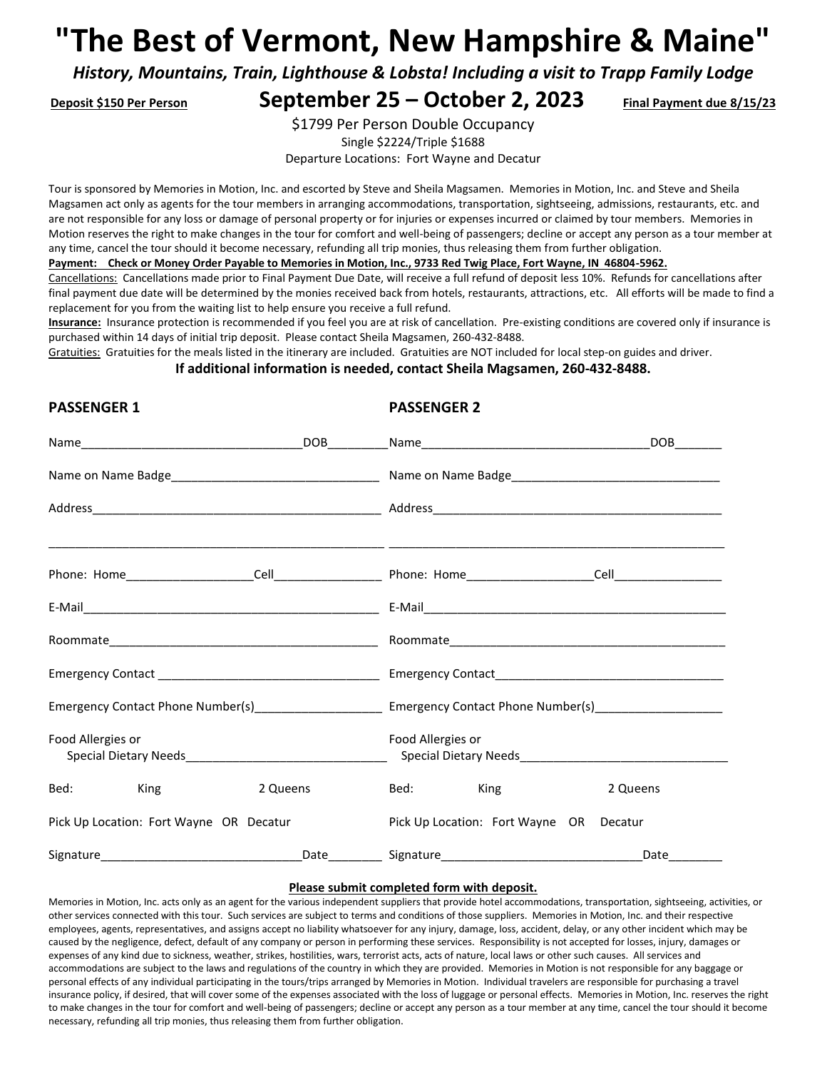# "The Best of Vermont, New Hampshire & Maine"

*History, Mountains, Train, Lighthouse & Lobsta! Including a visit to Trapp Family Lodge*

**Deposit $150 Per Person** **September 25 – October 2, 2023** **Final Payment due 8/15/23**

$1799 Per Person Double Occupancy

Single $2224/Triple $1688

Departure Locations: Fort Wayne and Decatur

Tour is sponsored by Memories in Motion, Inc. and escorted by Steve and Sheila Magsamen. Memories in Motion, Inc. and Steve and Sheila Magsamen act only as agents for the tour members in arranging accommodations, transportation, sightseeing, admissions, restaurants, etc. and are not responsible for any loss or damage of personal property or for injuries or expenses incurred or claimed by tour members. Memories in Motion reserves the right to make changes in the tour for comfort and well-being of passengers; decline or accept any person as a tour member at any time, cancel the tour should it become necessary, refunding all trip monies, thus releasing them from further obligation.

**Payment: Check or Money Order Payable to Memories in Motion, Inc., 9733 Red Twig Place, Fort Wayne, IN 46804-5962.**

Cancellations: Cancellations made prior to Final Payment Due Date, will receive a full refund of deposit less 10%. Refunds for cancellations after final payment due date will be determined by the monies received back from hotels, restaurants, attractions, etc. All efforts will be made to find a replacement for you from the waiting list to help ensure you receive a full refund.

**Insurance:** Insurance protection is recommended if you feel you are at risk of cancellation. Pre-existing conditions are covered only if insurance is purchased within 14 days of initial trip deposit. Please contact Sheila Magsamen, 260-432-8488.

Gratuities: Gratuities for the meals listed in the itinerary are included. Gratuities are NOT included for local step-on guides and driver.

**If additional information is needed, contact Sheila Magsamen, 260-432-8488.**

**PASSENGER 1**

Name_________________________________DOB_________

Name on Name Badge_______________________________

Address____________________________________________

___________________________________________________

Phone: Home__________________Cell________________

E-Mail_____________________________________________

Roommate__________________________________________

Emergency Contact _________________________________

Emergency Contact Phone Number(s)___________________

Food Allergies or
Special Dietary Needs______________________________

Bed: King 2 Queens

Pick Up Location: Fort Wayne OR Decatur

Signature_____________________________Date________

**PASSENGER 2**

Name__________________________________DOB_______

Name on Name Badge________________________________

Address_____________________________________________

____________________________________________________

Phone: Home__________________Cell________________

E-Mail______________________________________________

Roommate___________________________________________

Emergency Contact__________________________________

Emergency Contact Phone Number(s)___________________

Food Allergies or
Special Dietary Needs______________________________

Bed: King 2 Queens

Pick Up Location: Fort Wayne OR Decatur

Signature_____________________________Date________

**Please submit completed form with deposit.**

Memories in Motion, Inc. acts only as an agent for the various independent suppliers that provide hotel accommodations, transportation, sightseeing, activities, or other services connected with this tour. Such services are subject to terms and conditions of those suppliers. Memories in Motion, Inc. and their respective employees, agents, representatives, and assigns accept no liability whatsoever for any injury, damage, loss, accident, delay, or any other incident which may be caused by the negligence, defect, default of any company or person in performing these services. Responsibility is not accepted for losses, injury, damages or expenses of any kind due to sickness, weather, strikes, hostilities, wars, terrorist acts, acts of nature, local laws or other such causes. All services and accommodations are subject to the laws and regulations of the country in which they are provided. Memories in Motion is not responsible for any baggage or personal effects of any individual participating in the tours/trips arranged by Memories in Motion. Individual travelers are responsible for purchasing a travel insurance policy, if desired, that will cover some of the expenses associated with the loss of luggage or personal effects. Memories in Motion, Inc. reserves the right to make changes in the tour for comfort and well-being of passengers; decline or accept any person as a tour member at any time, cancel the tour should it become necessary, refunding all trip monies, thus releasing them from further obligation.